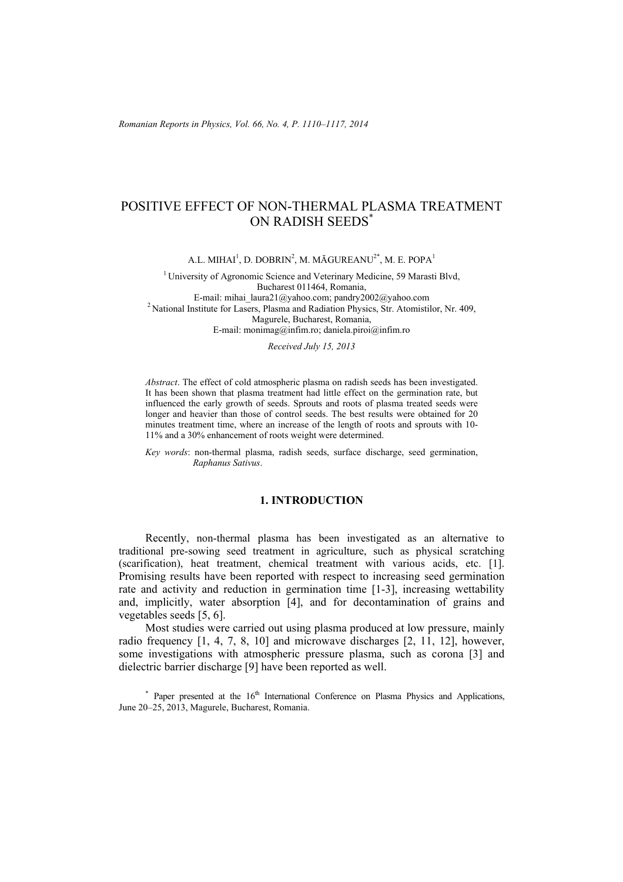# POSITIVE EFFECT OF NON-THERMAL PLASMA TREATMENT ON RADISH SEEDS[*]

A.L. MIHAI[1], D. DOBRIN[2], M. MĂGUREANU[2*], M. E. POPA[1]

[1] University of Agronomic Science and Veterinary Medicine, 59 Marasti Blvd, Bucharest 011464, Romania,
E-mail: mihai_laura21@yahoo.com; pandry2002@yahoo.com

[2] National Institute for Lasers, Plasma and Radiation Physics, Str. Atomistilor, Nr. 409, Magurele, Bucharest, Romania,
E-mail: monimag@infim.ro; daniela.piroi@infim.ro

*Received July 15, 2013*

*Abstract*. The effect of cold atmospheric plasma on radish seeds has been investigated. It has been shown that plasma treatment had little effect on the germination rate, but influenced the early growth of seeds. Sprouts and roots of plasma treated seeds were longer and heavier than those of control seeds. The best results were obtained for 20 minutes treatment time, where an increase of the length of roots and sprouts with 10-11% and a 30% enhancement of roots weight were determined.

*Key words*: non-thermal plasma, radish seeds, surface discharge, seed germination, *Raphanus Sativus*.

## 1. INTRODUCTION

Recently, non-thermal plasma has been investigated as an alternative to traditional pre-sowing seed treatment in agriculture, such as physical scratching (scarification), heat treatment, chemical treatment with various acids, etc. [1]. Promising results have been reported with respect to increasing seed germination rate and activity and reduction in germination time [1-3], increasing wettability and, implicitly, water absorption [4], and for decontamination of grains and vegetables seeds [5, 6].

Most studies were carried out using plasma produced at low pressure, mainly radio frequency [1, 4, 7, 8, 10] and microwave discharges [2, 11, 12], however, some investigations with atmospheric pressure plasma, such as corona [3] and dielectric barrier discharge [9] have been reported as well.

[*] Paper presented at the 16th International Conference on Plasma Physics and Applications, June 20–25, 2013, Magurele, Bucharest, Romania.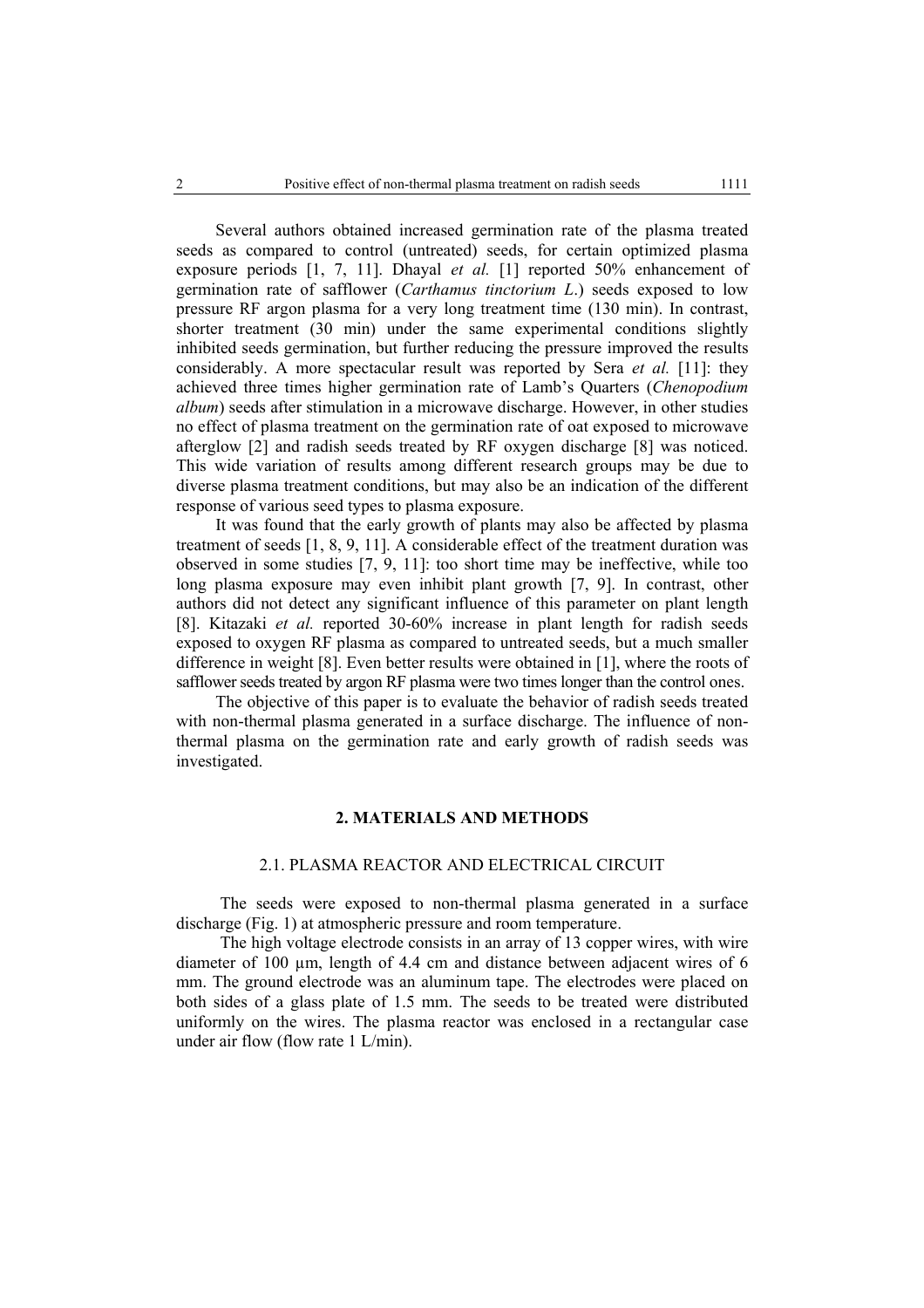Several authors obtained increased germination rate of the plasma treated seeds as compared to control (untreated) seeds, for certain optimized plasma exposure periods [1, 7, 11]. Dhayal *et al.* [1] reported 50% enhancement of germination rate of safflower (*Carthamus tinctorium L*.) seeds exposed to low pressure RF argon plasma for a very long treatment time (130 min). In contrast, shorter treatment (30 min) under the same experimental conditions slightly inhibited seeds germination, but further reducing the pressure improved the results considerably. A more spectacular result was reported by Sera *et al.* [11]: they achieved three times higher germination rate of Lamb's Quarters (*Chenopodium album*) seeds after stimulation in a microwave discharge. However, in other studies no effect of plasma treatment on the germination rate of oat exposed to microwave afterglow [2] and radish seeds treated by RF oxygen discharge [8] was noticed. This wide variation of results among different research groups may be due to diverse plasma treatment conditions, but may also be an indication of the different response of various seed types to plasma exposure.

It was found that the early growth of plants may also be affected by plasma treatment of seeds [1, 8, 9, 11]. A considerable effect of the treatment duration was observed in some studies [7, 9, 11]: too short time may be ineffective, while too long plasma exposure may even inhibit plant growth [7, 9]. In contrast, other authors did not detect any significant influence of this parameter on plant length [8]. Kitazaki *et al.* reported 30-60% increase in plant length for radish seeds exposed to oxygen RF plasma as compared to untreated seeds, but a much smaller difference in weight [8]. Even better results were obtained in [1], where the roots of safflower seeds treated by argon RF plasma were two times longer than the control ones.

The objective of this paper is to evaluate the behavior of radish seeds treated with non-thermal plasma generated in a surface discharge. The influence of non-thermal plasma on the germination rate and early growth of radish seeds was investigated.

## 2. MATERIALS AND METHODS

### 2.1. PLASMA REACTOR AND ELECTRICAL CIRCUIT

The seeds were exposed to non-thermal plasma generated in a surface discharge (Fig. 1) at atmospheric pressure and room temperature.

The high voltage electrode consists in an array of 13 copper wires, with wire diameter of 100 µm, length of 4.4 cm and distance between adjacent wires of 6 mm. The ground electrode was an aluminum tape. The electrodes were placed on both sides of a glass plate of 1.5 mm. The seeds to be treated were distributed uniformly on the wires. The plasma reactor was enclosed in a rectangular case under air flow (flow rate 1 L/min).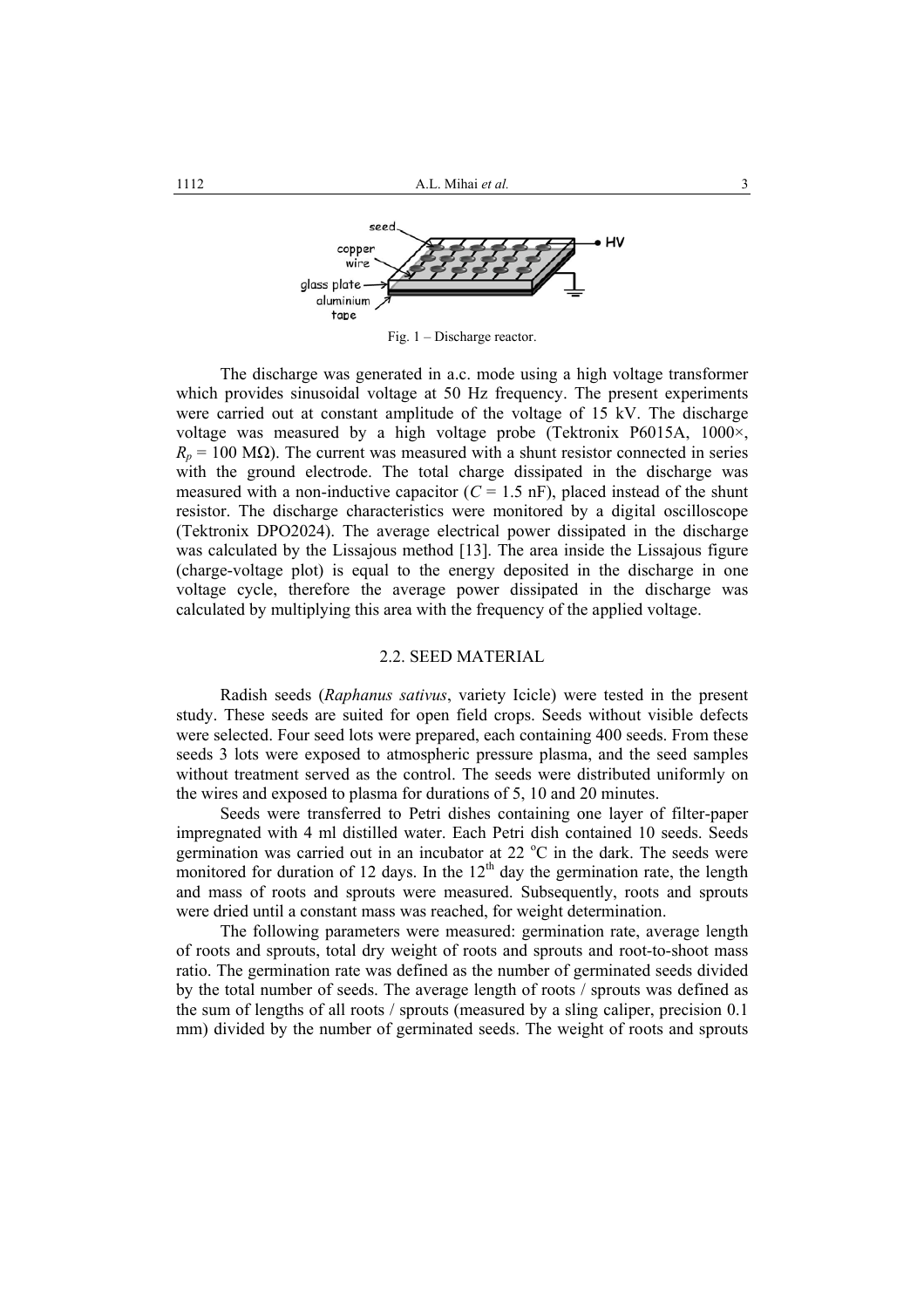Fig. 1 – Discharge reactor.

The discharge was generated in a.c. mode using a high voltage transformer which provides sinusoidal voltage at 50 Hz frequency. The present experiments were carried out at constant amplitude of the voltage of 15 kV. The discharge voltage was measured by a high voltage probe (Tektronix P6015A, 1000×, $R_p$ = 100 MΩ). The current was measured with a shunt resistor connected in series with the ground electrode. The total charge dissipated in the discharge was measured with a non-inductive capacitor ($C$ = 1.5 nF), placed instead of the shunt resistor. The discharge characteristics were monitored by a digital oscilloscope (Tektronix DPO2024). The average electrical power dissipated in the discharge was calculated by the Lissajous method [13]. The area inside the Lissajous figure (charge-voltage plot) is equal to the energy deposited in the discharge in one voltage cycle, therefore the average power dissipated in the discharge was calculated by multiplying this area with the frequency of the applied voltage.

### 2.2. SEED MATERIAL

Radish seeds (*Raphanus sativus*, variety Icicle) were tested in the present study. These seeds are suited for open field crops. Seeds without visible defects were selected. Four seed lots were prepared, each containing 400 seeds. From these seeds 3 lots were exposed to atmospheric pressure plasma, and the seed samples without treatment served as the control. The seeds were distributed uniformly on the wires and exposed to plasma for durations of 5, 10 and 20 minutes.

Seeds were transferred to Petri dishes containing one layer of filter-paper impregnated with 4 ml distilled water. Each Petri dish contained 10 seeds. Seeds germination was carried out in an incubator at 22 °C in the dark. The seeds were monitored for duration of 12 days. In the 12th day the germination rate, the length and mass of roots and sprouts were measured. Subsequently, roots and sprouts were dried until a constant mass was reached, for weight determination.

The following parameters were measured: germination rate, average length of roots and sprouts, total dry weight of roots and sprouts and root-to-shoot mass ratio. The germination rate was defined as the number of germinated seeds divided by the total number of seeds. The average length of roots / sprouts was defined as the sum of lengths of all roots / sprouts (measured by a sling caliper, precision 0.1 mm) divided by the number of germinated seeds. The weight of roots and sprouts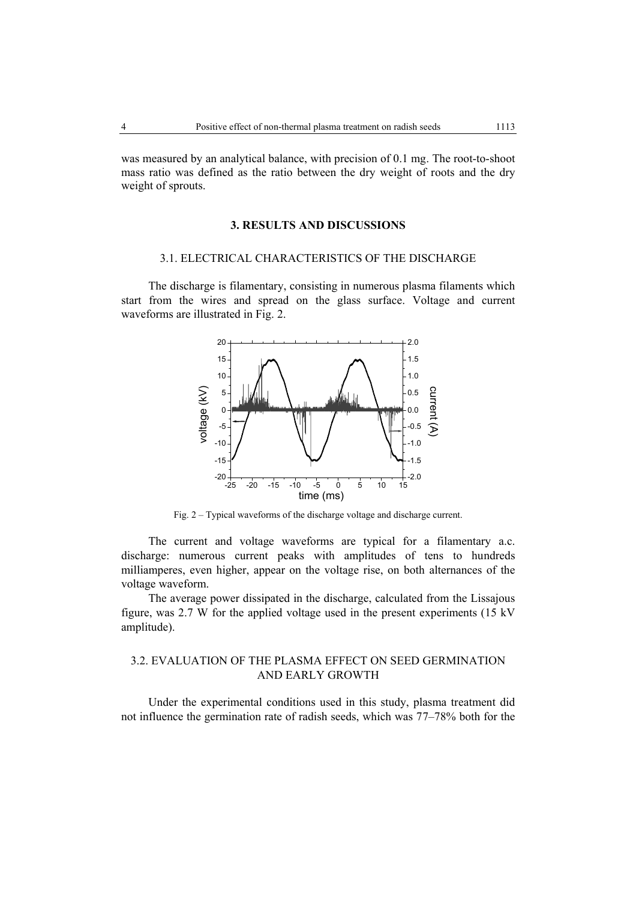was measured by an analytical balance, with precision of 0.1 mg. The root-to-shoot mass ratio was defined as the ratio between the dry weight of roots and the dry weight of sprouts.

## 3. RESULTS AND DISCUSSIONS

### 3.1. ELECTRICAL CHARACTERISTICS OF THE DISCHARGE

The discharge is filamentary, consisting in numerous plasma filaments which start from the wires and spread on the glass surface. Voltage and current waveforms are illustrated in Fig. 2.

Fig. 2 – Typical waveforms of the discharge voltage and discharge current.

The current and voltage waveforms are typical for a filamentary a.c. discharge: numerous current peaks with amplitudes of tens to hundreds milliamperes, even higher, appear on the voltage rise, on both alternances of the voltage waveform.

The average power dissipated in the discharge, calculated from the Lissajous figure, was 2.7 W for the applied voltage used in the present experiments (15 kV amplitude).

### 3.2. EVALUATION OF THE PLASMA EFFECT ON SEED GERMINATION AND EARLY GROWTH

Under the experimental conditions used in this study, plasma treatment did not influence the germination rate of radish seeds, which was 77–78% both for the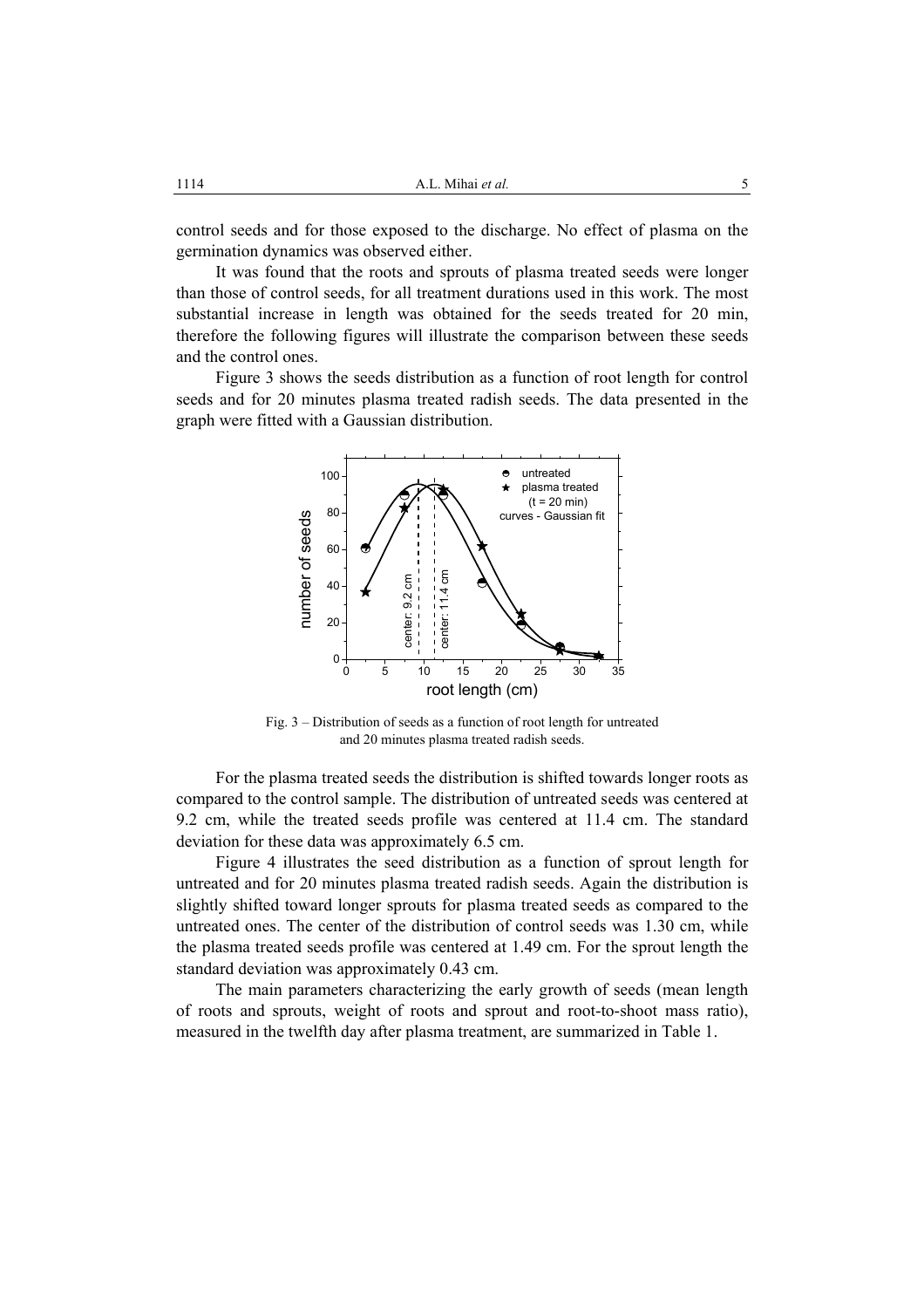control seeds and for those exposed to the discharge. No effect of plasma on the germination dynamics was observed either.

It was found that the roots and sprouts of plasma treated seeds were longer than those of control seeds, for all treatment durations used in this work. The most substantial increase in length was obtained for the seeds treated for 20 min, therefore the following figures will illustrate the comparison between these seeds and the control ones.

Figure 3 shows the seeds distribution as a function of root length for control seeds and for 20 minutes plasma treated radish seeds. The data presented in the graph were fitted with a Gaussian distribution.

Fig. 3 – Distribution of seeds as a function of root length for untreated and 20 minutes plasma treated radish seeds.

For the plasma treated seeds the distribution is shifted towards longer roots as compared to the control sample. The distribution of untreated seeds was centered at 9.2 cm, while the treated seeds profile was centered at 11.4 cm. The standard deviation for these data was approximately 6.5 cm.

Figure 4 illustrates the seed distribution as a function of sprout length for untreated and for 20 minutes plasma treated radish seeds. Again the distribution is slightly shifted toward longer sprouts for plasma treated seeds as compared to the untreated ones. The center of the distribution of control seeds was 1.30 cm, while the plasma treated seeds profile was centered at 1.49 cm. For the sprout length the standard deviation was approximately 0.43 cm.

The main parameters characterizing the early growth of seeds (mean length of roots and sprouts, weight of roots and sprout and root-to-shoot mass ratio), measured in the twelfth day after plasma treatment, are summarized in Table 1.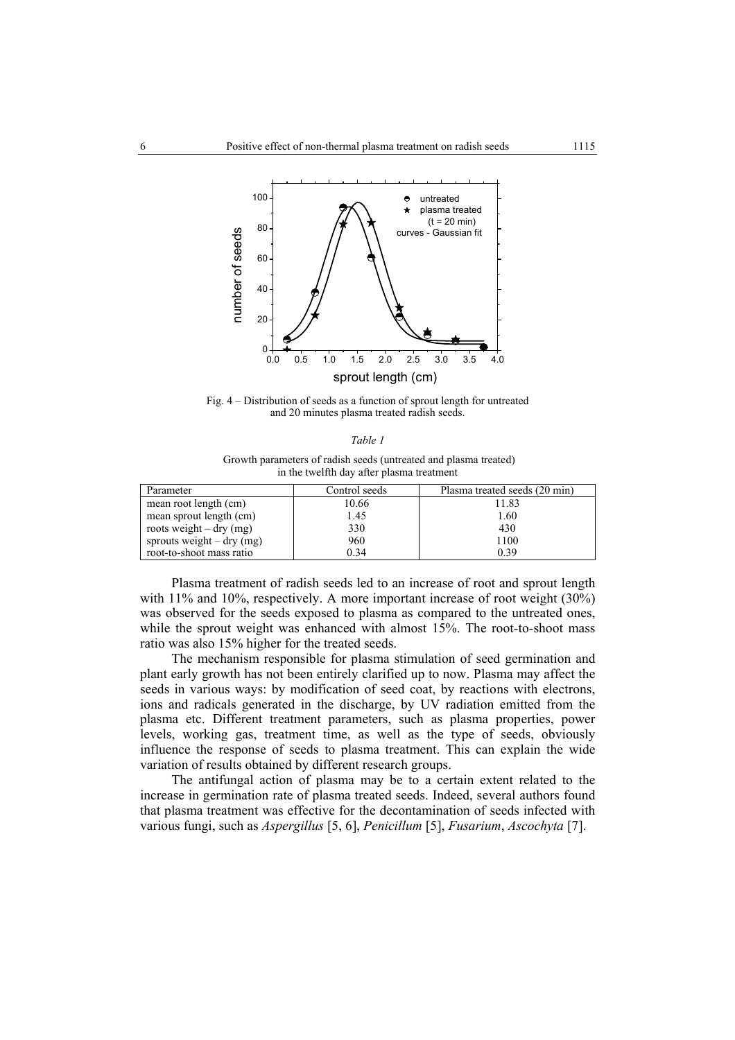Fig. 4 – Distribution of seeds as a function of sprout length for untreated and 20 minutes plasma treated radish seeds.

*Table 1*

Growth parameters of radish seeds (untreated and plasma treated) in the twelfth day after plasma treatment

| Parameter | Control seeds | Plasma treated seeds (20 min) |
| --- | --- | --- |
| mean root length (cm) | 10.66 | 11.83 |
| mean sprout length (cm) | 1.45 | 1.60 |
| roots weight – dry (mg) | 330 | 430 |
| sprouts weight – dry (mg) | 960 | 1100 |
| root-to-shoot mass ratio | 0.34 | 0.39 |

Plasma treatment of radish seeds led to an increase of root and sprout length with 11% and 10%, respectively. A more important increase of root weight (30%) was observed for the seeds exposed to plasma as compared to the untreated ones, while the sprout weight was enhanced with almost 15%. The root-to-shoot mass ratio was also 15% higher for the treated seeds.

The mechanism responsible for plasma stimulation of seed germination and plant early growth has not been entirely clarified up to now. Plasma may affect the seeds in various ways: by modification of seed coat, by reactions with electrons, ions and radicals generated in the discharge, by UV radiation emitted from the plasma etc. Different treatment parameters, such as plasma properties, power levels, working gas, treatment time, as well as the type of seeds, obviously influence the response of seeds to plasma treatment. This can explain the wide variation of results obtained by different research groups.

The antifungal action of plasma may be to a certain extent related to the increase in germination rate of plasma treated seeds. Indeed, several authors found that plasma treatment was effective for the decontamination of seeds infected with various fungi, such as *Aspergillus* [5, 6], *Penicillum* [5], *Fusarium*, *Ascochyta* [7].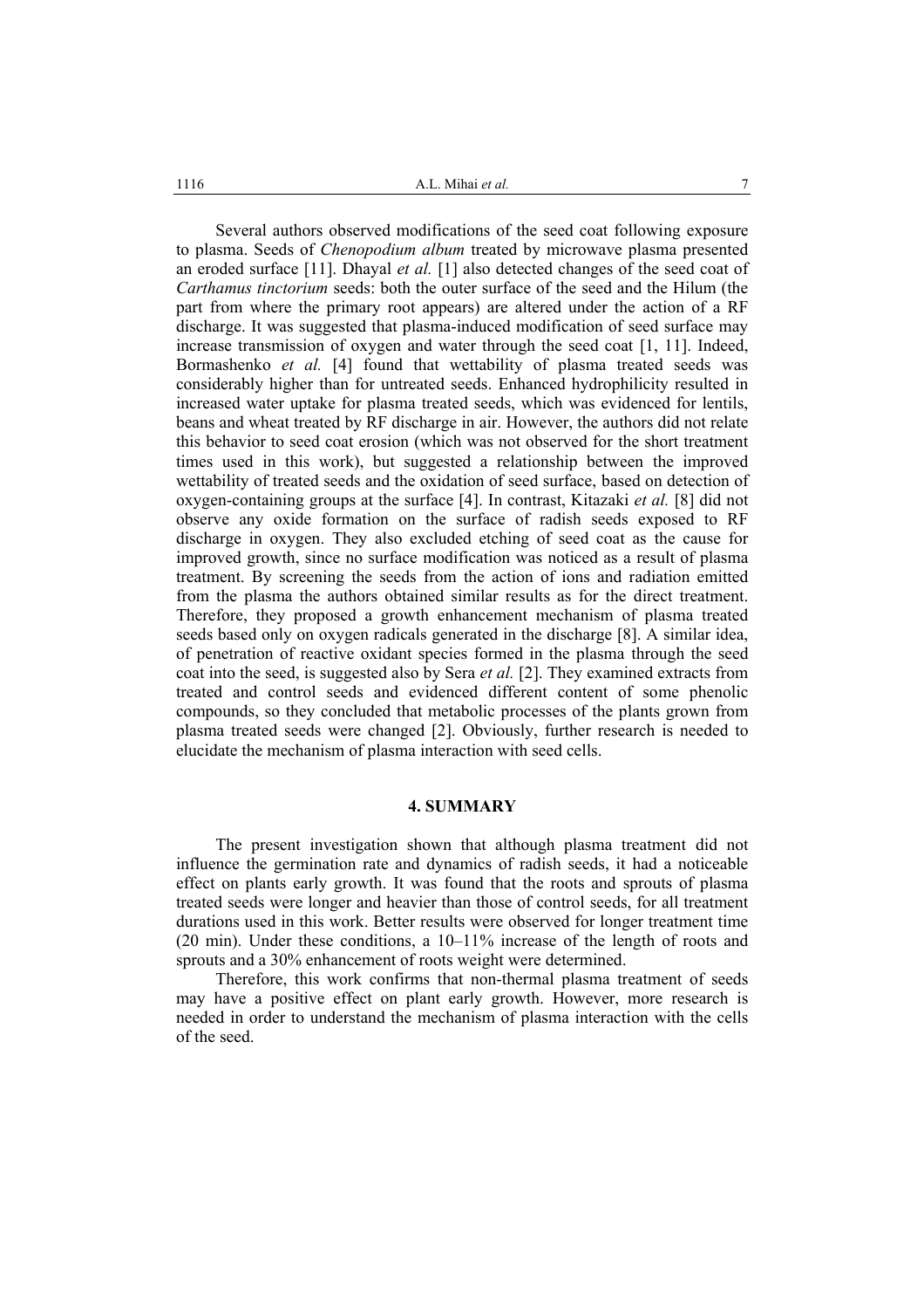Several authors observed modifications of the seed coat following exposure to plasma. Seeds of *Chenopodium album* treated by microwave plasma presented an eroded surface [11]. Dhayal *et al.* [1] also detected changes of the seed coat of *Carthamus tinctorium* seeds: both the outer surface of the seed and the Hilum (the part from where the primary root appears) are altered under the action of a RF discharge. It was suggested that plasma-induced modification of seed surface may increase transmission of oxygen and water through the seed coat [1, 11]. Indeed, Bormashenko *et al.* [4] found that wettability of plasma treated seeds was considerably higher than for untreated seeds. Enhanced hydrophilicity resulted in increased water uptake for plasma treated seeds, which was evidenced for lentils, beans and wheat treated by RF discharge in air. However, the authors did not relate this behavior to seed coat erosion (which was not observed for the short treatment times used in this work), but suggested a relationship between the improved wettability of treated seeds and the oxidation of seed surface, based on detection of oxygen-containing groups at the surface [4]. In contrast, Kitazaki *et al.* [8] did not observe any oxide formation on the surface of radish seeds exposed to RF discharge in oxygen. They also excluded etching of seed coat as the cause for improved growth, since no surface modification was noticed as a result of plasma treatment. By screening the seeds from the action of ions and radiation emitted from the plasma the authors obtained similar results as for the direct treatment. Therefore, they proposed a growth enhancement mechanism of plasma treated seeds based only on oxygen radicals generated in the discharge [8]. A similar idea, of penetration of reactive oxidant species formed in the plasma through the seed coat into the seed, is suggested also by Sera *et al.* [2]. They examined extracts from treated and control seeds and evidenced different content of some phenolic compounds, so they concluded that metabolic processes of the plants grown from plasma treated seeds were changed [2]. Obviously, further research is needed to elucidate the mechanism of plasma interaction with seed cells.

## 4. SUMMARY

The present investigation shown that although plasma treatment did not influence the germination rate and dynamics of radish seeds, it had a noticeable effect on plants early growth. It was found that the roots and sprouts of plasma treated seeds were longer and heavier than those of control seeds, for all treatment durations used in this work. Better results were observed for longer treatment time (20 min). Under these conditions, a 10–11% increase of the length of roots and sprouts and a 30% enhancement of roots weight were determined.

Therefore, this work confirms that non-thermal plasma treatment of seeds may have a positive effect on plant early growth. However, more research is needed in order to understand the mechanism of plasma interaction with the cells of the seed.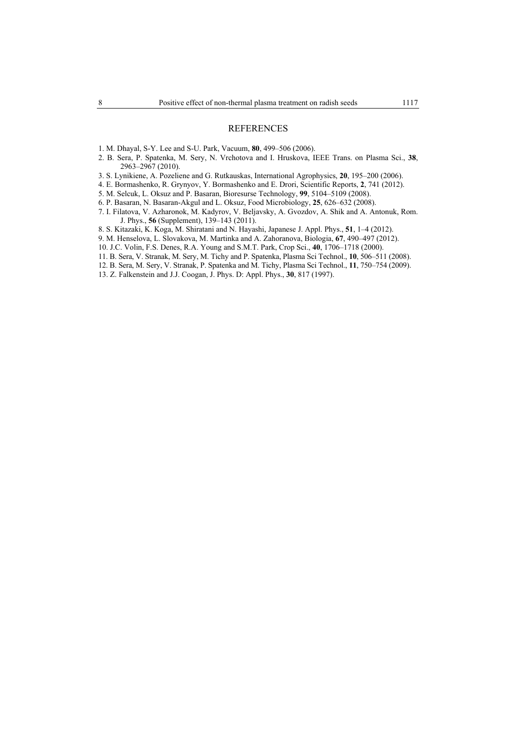## REFERENCES

1. M. Dhayal, S-Y. Lee and S-U. Park, Vacuum, **80**, 499–506 (2006).
2. B. Sera, P. Spatenka, M. Sery, N. Vrchotova and I. Hruskova, IEEE Trans. on Plasma Sci., **38**, 2963–2967 (2010).
3. S. Lynikiene, A. Pozeliene and G. Rutkauskas, International Agrophysics, **20**, 195–200 (2006).
4. E. Bormashenko, R. Grynyov, Y. Bormashenko and E. Drori, Scientific Reports, **2**, 741 (2012).
5. M. Selcuk, L. Oksuz and P. Basaran, Bioresurse Technology, **99**, 5104–5109 (2008).
6. P. Basaran, N. Basaran-Akgul and L. Oksuz, Food Microbiology, **25**, 626–632 (2008).
7. I. Filatova, V. Azharonok, M. Kadyrov, V. Beljavsky, A. Gvozdov, A. Shik and A. Antonuk, Rom. J. Phys., **56** (Supplement), 139–143 (2011).
8. S. Kitazaki, K. Koga, M. Shiratani and N. Hayashi, Japanese J. Appl. Phys., **51**, 1–4 (2012).
9. M. Henselova, L. Slovakova, M. Martinka and A. Zahoranova, Biologia, **67**, 490–497 (2012).
10. J.C. Volin, F.S. Denes, R.A. Young and S.M.T. Park, Crop Sci., **40**, 1706–1718 (2000).
11. B. Sera, V. Stranak, M. Sery, M. Tichy and P. Spatenka, Plasma Sci Technol., **10**, 506–511 (2008).
12. B. Sera, M. Sery, V. Stranak, P. Spatenka and M. Tichy, Plasma Sci Technol., **11**, 750–754 (2009).
13. Z. Falkenstein and J.J. Coogan, J. Phys. D: Appl. Phys., **30**, 817 (1997).